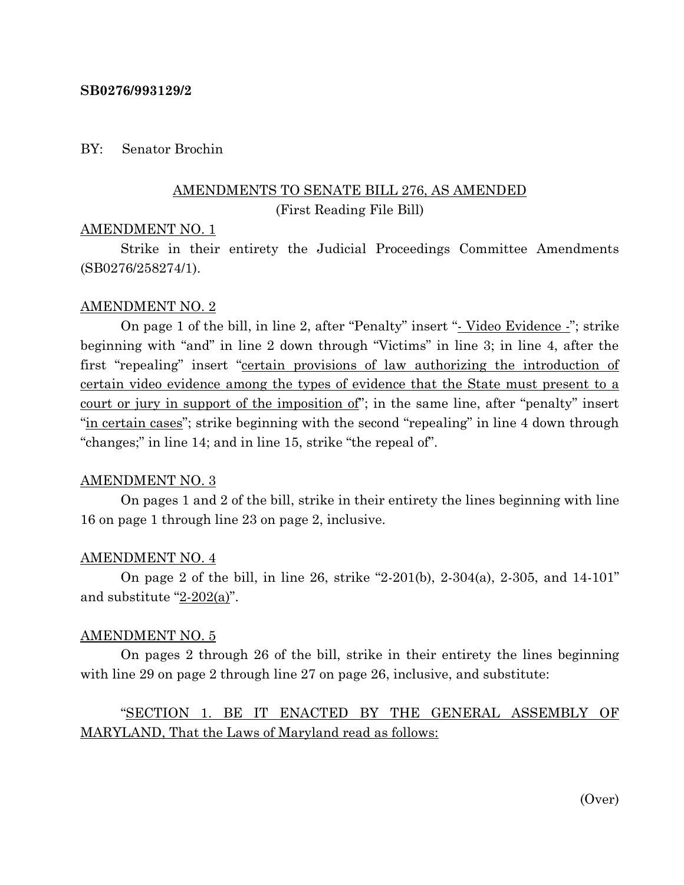**SB0276/993129/2**

BY: Senator Brochin

AMENDMENTS TO SENATE BILL 276, AS AMENDED
(First Reading File Bill)

AMENDMENT NO. 1

Strike in their entirety the Judicial Proceedings Committee Amendments (SB0276/258274/1).

AMENDMENT NO. 2

On page 1 of the bill, in line 2, after "Penalty" insert "- Video Evidence -"; strike beginning with "and" in line 2 down through "Victims" in line 3; in line 4, after the first "repealing" insert "certain provisions of law authorizing the introduction of certain video evidence among the types of evidence that the State must present to a court or jury in support of the imposition of"; in the same line, after "penalty" insert "in certain cases"; strike beginning with the second "repealing" in line 4 down through "changes;" in line 14; and in line 15, strike "the repeal of".

AMENDMENT NO. 3

On pages 1 and 2 of the bill, strike in their entirety the lines beginning with line 16 on page 1 through line 23 on page 2, inclusive.

AMENDMENT NO. 4

On page 2 of the bill, in line 26, strike "2-201(b), 2-304(a), 2-305, and 14-101" and substitute "2-202(a)".

AMENDMENT NO. 5

On pages 2 through 26 of the bill, strike in their entirety the lines beginning with line 29 on page 2 through line 27 on page 26, inclusive, and substitute:

"SECTION 1. BE IT ENACTED BY THE GENERAL ASSEMBLY OF MARYLAND, That the Laws of Maryland read as follows:

(Over)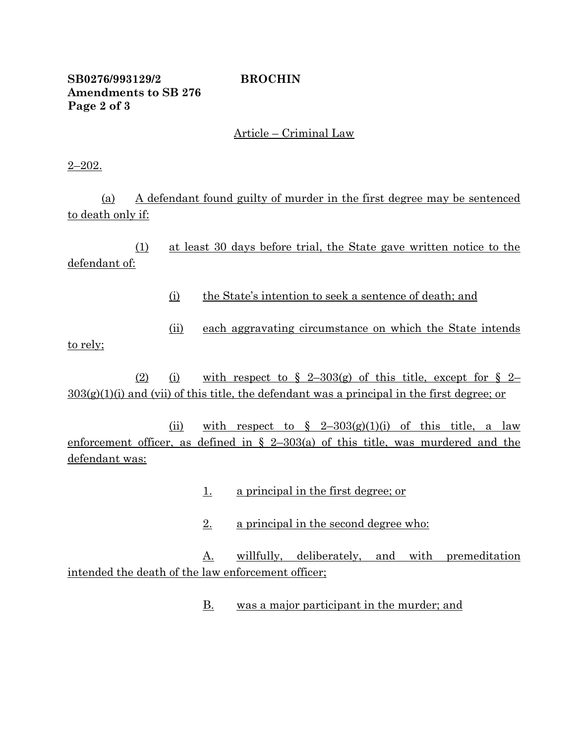Article – Criminal Law

2–202.

(a) A defendant found guilty of murder in the first degree may be sentenced to death only if:

(1) at least 30 days before trial, the State gave written notice to the defendant of:

(i) the State's intention to seek a sentence of death; and

(ii) each aggravating circumstance on which the State intends to rely;

(2) (i) with respect to § 2–303(g) of this title, except for § 2–303(g)(1)(i) and (vii) of this title, the defendant was a principal in the first degree; or

(ii) with respect to § 2–303(g)(1)(i) of this title, a law enforcement officer, as defined in § 2–303(a) of this title, was murdered and the defendant was:

1. a principal in the first degree; or

2. a principal in the second degree who:

A. willfully, deliberately, and with premeditation intended the death of the law enforcement officer;

B. was a major participant in the murder; and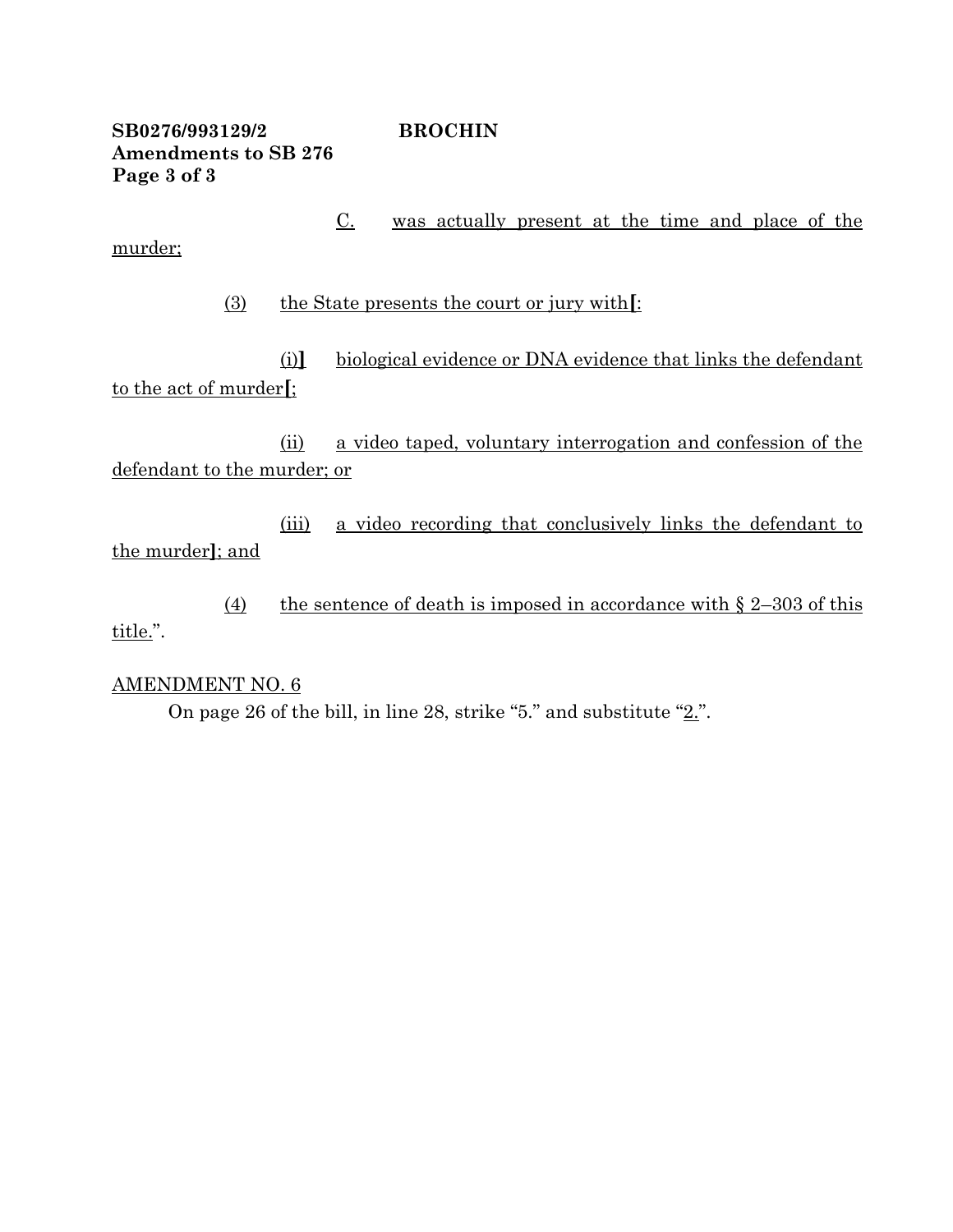C. was actually present at the time and place of the murder;

(3) the State presents the court or jury with[:

(i)] biological evidence or DNA evidence that links the defendant to the act of murder[;

(ii) a video taped, voluntary interrogation and confession of the defendant to the murder; or

(iii) a video recording that conclusively links the defendant to the murder]; and

(4) the sentence of death is imposed in accordance with § 2–303 of this title.".

AMENDMENT NO. 6

On page 26 of the bill, in line 28, strike "5." and substitute "2.".